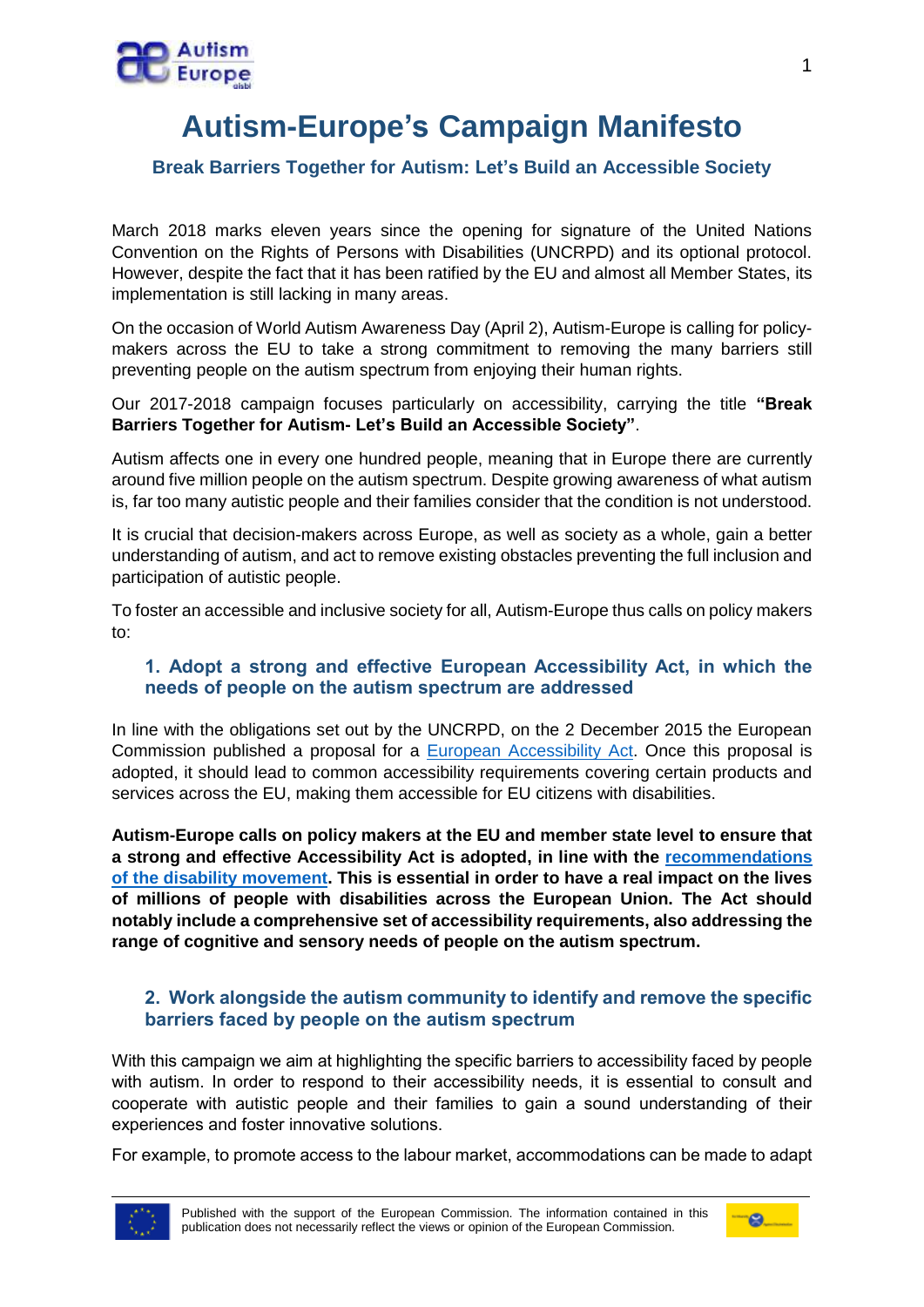# Autism-Europe's Campaign Manifesto

### Break Barriers Together for Autism: Let's Build an Accessible Society

March 2018 marks eleven years since the opening for signature of the United Nations Convention on the Rights of Persons with Disabilities (UNCRPD) and its optional protocol. However, despite the fact that it has been ratified by the EU and almost all Member States, its implementation is still lacking in many areas.

On the occasion of World Autism Awareness Day (April 2), Autism-Europe is calling for policy-makers across the EU to take a strong commitment to removing the many barriers still preventing people on the autism spectrum from enjoying their human rights.

Our 2017-2018 campaign focuses particularly on accessibility, carrying the title **"Break Barriers Together for Autism- Let's Build an Accessible Society"**.

Autism affects one in every one hundred people, meaning that in Europe there are currently around five million people on the autism spectrum. Despite growing awareness of what autism is, far too many autistic people and their families consider that the condition is not understood.

It is crucial that decision-makers across Europe, as well as society as a whole, gain a better understanding of autism, and act to remove existing obstacles preventing the full inclusion and participation of autistic people.

To foster an accessible and inclusive society for all, Autism-Europe thus calls on policy makers to:

## 1. Adopt a strong and effective European Accessibility Act, in which the needs of people on the autism spectrum are addressed

In line with the obligations set out by the UNCRPD, on the 2 December 2015 the European Commission published a proposal for a European Accessibility Act. Once this proposal is adopted, it should lead to common accessibility requirements covering certain products and services across the EU, making them accessible for EU citizens with disabilities.

**Autism-Europe calls on policy makers at the EU and member state level to ensure that a strong and effective Accessibility Act is adopted, in line with the recommendations of the disability movement. This is essential in order to have a real impact on the lives of millions of people with disabilities across the European Union. The Act should notably include a comprehensive set of accessibility requirements, also addressing the range of cognitive and sensory needs of people on the autism spectrum.**

## 2. Work alongside the autism community to identify and remove the specific barriers faced by people on the autism spectrum

With this campaign we aim at highlighting the specific barriers to accessibility faced by people with autism. In order to respond to their accessibility needs, it is essential to consult and cooperate with autistic people and their families to gain a sound understanding of their experiences and foster innovative solutions.

For example, to promote access to the labour market, accommodations can be made to adapt

Published with the support of the European Commission. The information contained in this publication does not necessarily reflect the views or opinion of the European Commission.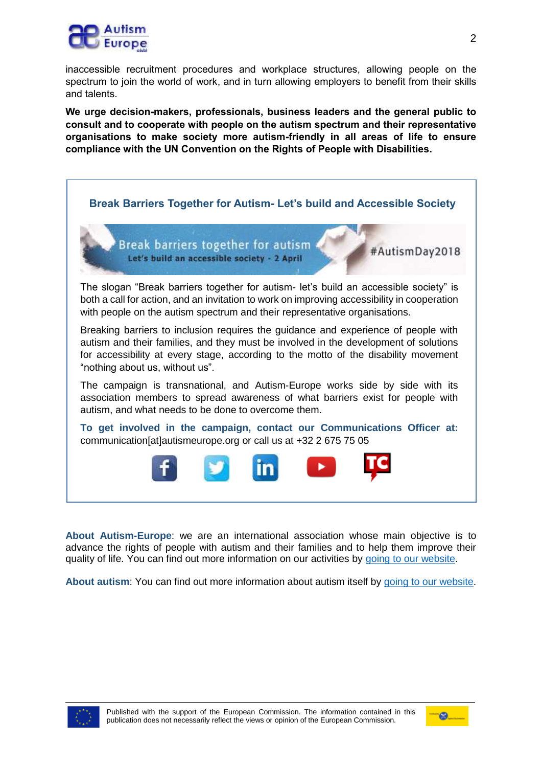inaccessible recruitment procedures and workplace structures, allowing people on the spectrum to join the world of work, and in turn allowing employers to benefit from their skills and talents.

**We urge decision-makers, professionals, business leaders and the general public to consult and to cooperate with people on the autism spectrum and their representative organisations to make society more autism-friendly in all areas of life to ensure compliance with the UN Convention on the Rights of People with Disabilities.**

### Break Barriers Together for Autism- Let's build and Accessible Society

Break barriers together for autism
Let's build an accessible society - 2 April
#AutismDay2018

The slogan "Break barriers together for autism- let's build an accessible society" is both a call for action, and an invitation to work on improving accessibility in cooperation with people on the autism spectrum and their representative organisations.

Breaking barriers to inclusion requires the guidance and experience of people with autism and their families, and they must be involved in the development of solutions for accessibility at every stage, according to the motto of the disability movement "nothing about us, without us".

The campaign is transnational, and Autism-Europe works side by side with its association members to spread awareness of what barriers exist for people with autism, and what needs to be done to overcome them.

**To get involved in the campaign, contact our Communications Officer at:** communication[at]autismeurope.org or call us at +32 2 675 75 05

**About Autism-Europe**: we are an international association whose main objective is to advance the rights of people with autism and their families and to help them improve their quality of life. You can find out more information on our activities by going to our website.

**About autism**: You can find out more information about autism itself by going to our website.

Published with the support of the European Commission. The information contained in this publication does not necessarily reflect the views or opinion of the European Commission.